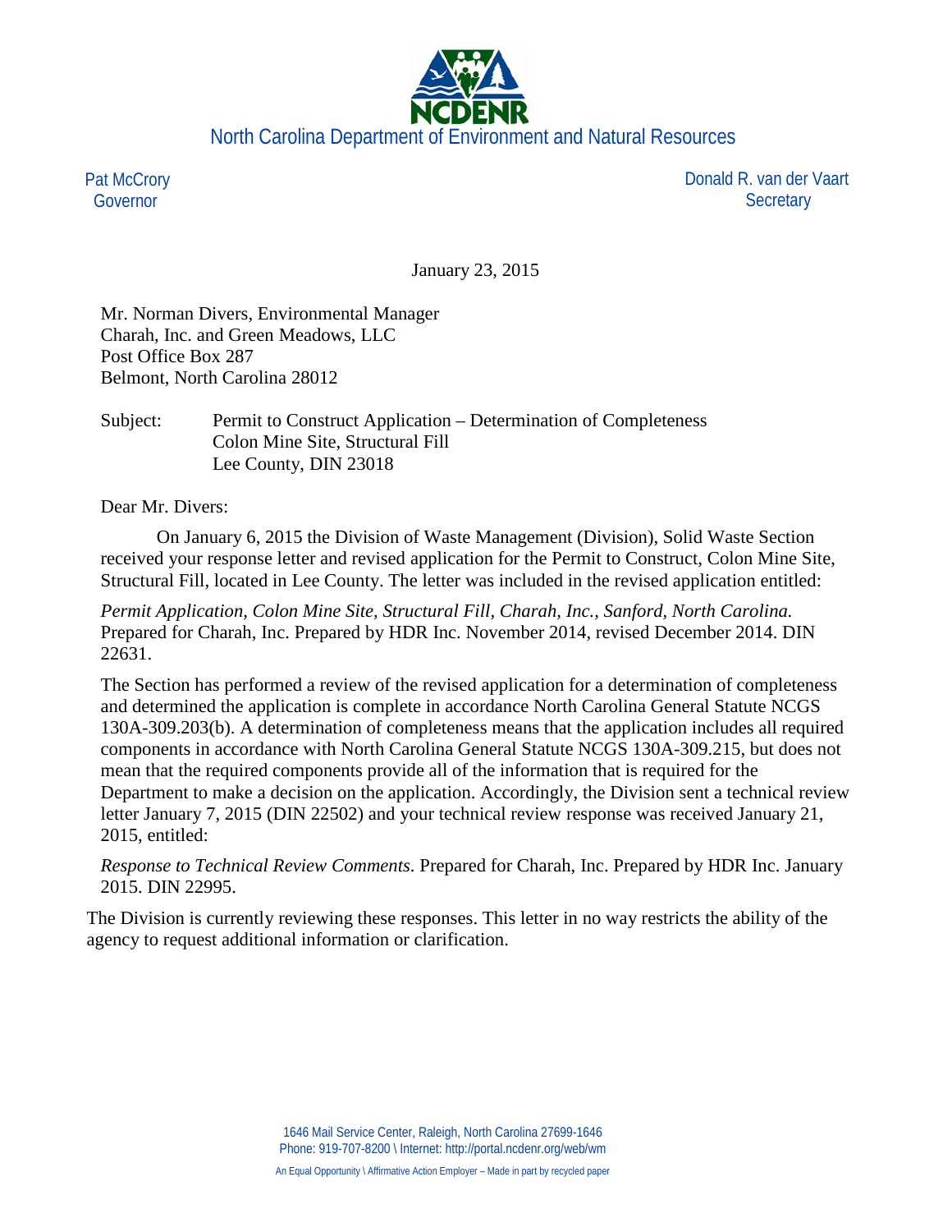NCDENR

North Carolina Department of Environment and Natural Resources

Pat McCrory
Governor

Donald R. van der Vaart
Secretary

January 23, 2015

Mr. Norman Divers, Environmental Manager
Charah, Inc. and Green Meadows, LLC
Post Office Box 287
Belmont, North Carolina 28012

Subject: Permit to Construct Application – Determination of Completeness
Colon Mine Site, Structural Fill
Lee County, DIN 23018

Dear Mr. Divers:

On January 6, 2015 the Division of Waste Management (Division), Solid Waste Section received your response letter and revised application for the Permit to Construct, Colon Mine Site, Structural Fill, located in Lee County. The letter was included in the revised application entitled:

*Permit Application, Colon Mine Site, Structural Fill, Charah, Inc., Sanford, North Carolina.* Prepared for Charah, Inc. Prepared by HDR Inc. November 2014, revised December 2014. DIN 22631.

The Section has performed a review of the revised application for a determination of completeness and determined the application is complete in accordance North Carolina General Statute NCGS 130A-309.203(b). A determination of completeness means that the application includes all required components in accordance with North Carolina General Statute NCGS 130A-309.215, but does not mean that the required components provide all of the information that is required for the Department to make a decision on the application. Accordingly, the Division sent a technical review letter January 7, 2015 (DIN 22502) and your technical review response was received January 21, 2015, entitled:

*Response to Technical Review Comments*. Prepared for Charah, Inc. Prepared by HDR Inc. January 2015. DIN 22995.

The Division is currently reviewing these responses. This letter in no way restricts the ability of the agency to request additional information or clarification.

1646 Mail Service Center, Raleigh, North Carolina 27699-1646
Phone: 919-707-8200 \ Internet: http://portal.ncdenr.org/web/wm

An Equal Opportunity \ Affirmative Action Employer – Made in part by recycled paper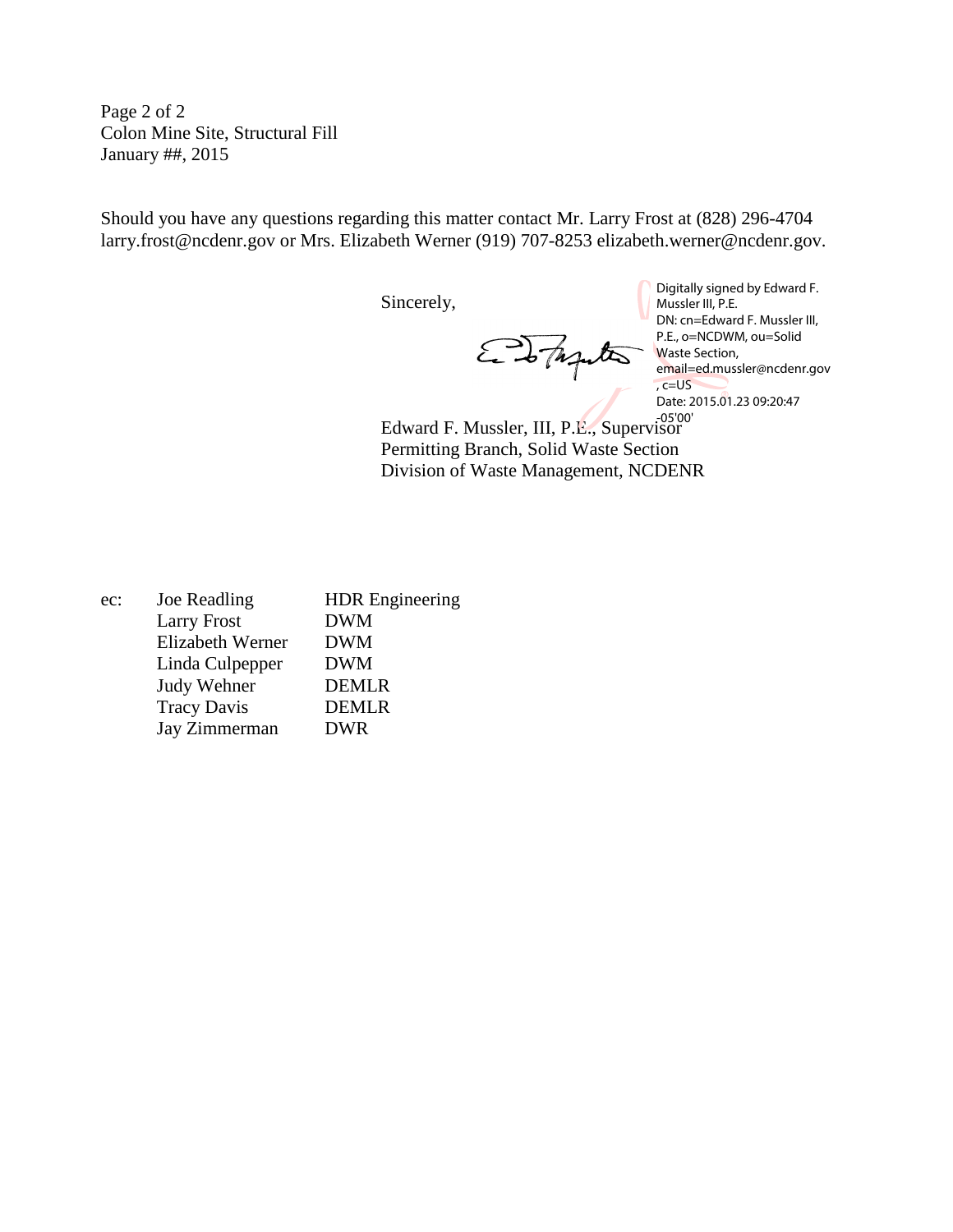Should you have any questions regarding this matter contact Mr. Larry Frost at (828) 296-4704 larry.frost@ncdenr.gov or Mrs. Elizabeth Werner (919) 707-8253 elizabeth.werner@ncdenr.gov.

Sincerely,

Digitally signed by Edward F. Mussler III, P.E.
DN: cn=Edward F. Mussler III, P.E., o=NCDWM, ou=Solid Waste Section, email=ed.mussler@ncdenr.gov, c=US
Date: 2015.01.23 09:20:47 -05'00'

Edward F. Mussler, III, P.E., Supervisor
Permitting Branch, Solid Waste Section
Division of Waste Management, NCDENR

| | | |
|---|---|---|
| ec: | Joe Readling | HDR Engineering |
| | Larry Frost | DWM |
| | Elizabeth Werner | DWM |
| | Linda Culpepper | DWM |
| | Judy Wehner | DEMLR |
| | Tracy Davis | DEMLR |
| | Jay Zimmerman | DWR |